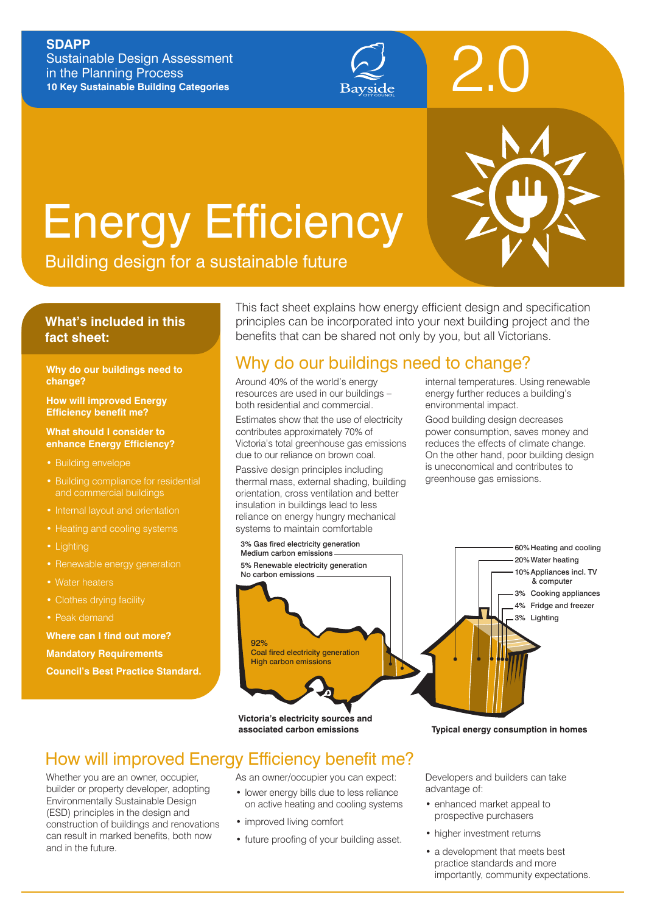**SDAPP**
Sustainable Design Assessment
in the Planning Process
**10 Key Sustainable Building Categories**

2.0

# Energy Efficiency

Building design for a sustainable future

## What's included in this fact sheet:

**Why do our buildings need to change?**

**How will improved Energy Efficiency benefit me?**

**What should I consider to enhance Energy Efficiency?**

- Building envelope
- Building compliance for residential and commercial buildings
- Internal layout and orientation
- Heating and cooling systems
- Lighting
- Renewable energy generation
- Water heaters
- Clothes drying facility
- Peak demand

**Where can I find out more?**

**Mandatory Requirements**

**Council's Best Practice Standard.**

This fact sheet explains how energy efficient design and specification principles can be incorporated into your next building project and the benefits that can be shared not only by you, but all Victorians.

## Why do our buildings need to change?

Around 40% of the world's energy resources are used in our buildings – both residential and commercial.

Estimates show that the use of electricity contributes approximately 70% of Victoria's total greenhouse gas emissions due to our reliance on brown coal.

Passive design principles including thermal mass, external shading, building orientation, cross ventilation and better insulation in buildings lead to less reliance on energy hungry mechanical systems to maintain comfortable internal temperatures. Using renewable energy further reduces a building's environmental impact.

Good building design decreases power consumption, saves money and reduces the effects of climate change. On the other hand, poor building design is uneconomical and contributes to greenhouse gas emissions.

3% Gas fired electricity generation
Medium carbon emissions

5% Renewable electricity generation
No carbon emissions

92%
Coal fired electricity generation
High carbon emissions

**Victoria's electricity sources and associated carbon emissions**

60% Heating and cooling
20% Water heating
10% Appliances incl. TV & computer
3% Cooking appliances
4% Fridge and freezer
3% Lighting

**Typical energy consumption in homes**

## How will improved Energy Efficiency benefit me?

Whether you are an owner, occupier, builder or property developer, adopting Environmentally Sustainable Design (ESD) principles in the design and construction of buildings and renovations can result in marked benefits, both now and in the future.

As an owner/occupier you can expect:

- lower energy bills due to less reliance on active heating and cooling systems
- improved living comfort
- future proofing of your building asset.

Developers and builders can take advantage of:

- enhanced market appeal to prospective purchasers
- higher investment returns
- a development that meets best practice standards and more importantly, community expectations.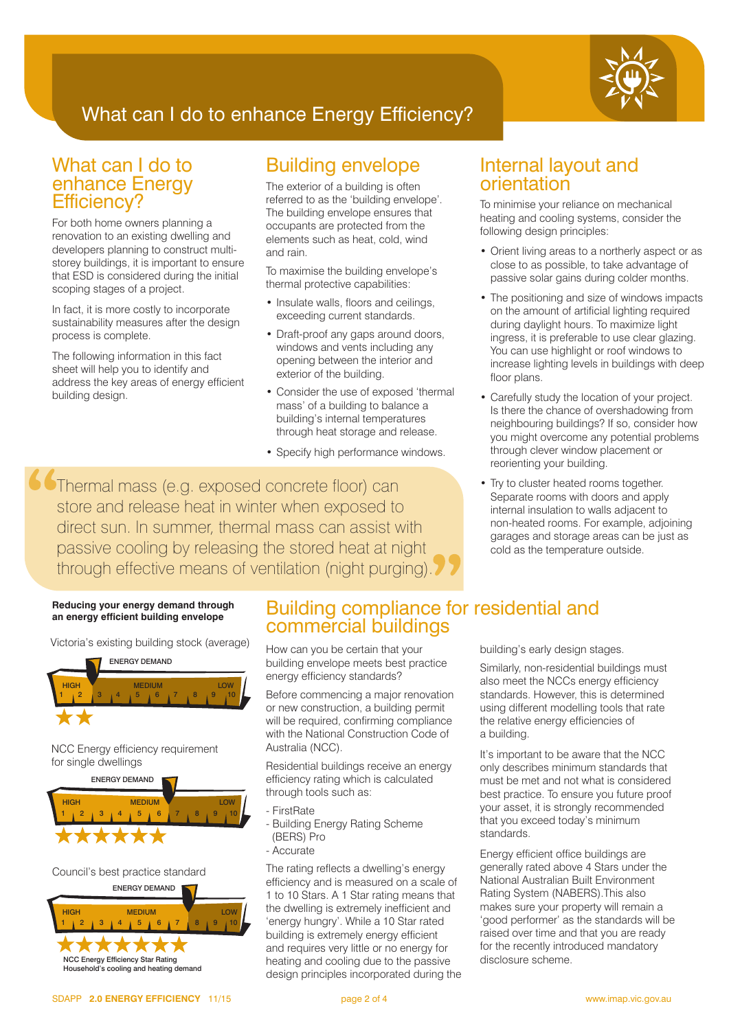# What can I do to enhance Energy Efficiency?

## What can I do to enhance Energy Efficiency?

For both home owners planning a renovation to an existing dwelling and developers planning to construct multi-storey buildings, it is important to ensure that ESD is considered during the initial scoping stages of a project.

In fact, it is more costly to incorporate sustainability measures after the design process is complete.

The following information in this fact sheet will help you to identify and address the key areas of energy efficient building design.

## Building envelope

The exterior of a building is often referred to as the 'building envelope'. The building envelope ensures that occupants are protected from the elements such as heat, cold, wind and rain.

To maximise the building envelope's thermal protective capabilities:

- Insulate walls, floors and ceilings, exceeding current standards.
- Draft-proof any gaps around doors, windows and vents including any opening between the interior and exterior of the building.
- Consider the use of exposed 'thermal mass' of a building to balance a building's internal temperatures through heat storage and release.
- Specify high performance windows.

## Internal layout and orientation

To minimise your reliance on mechanical heating and cooling systems, consider the following design principles:

- Orient living areas to a northerly aspect or as close to as possible, to take advantage of passive solar gains during colder months.
- The positioning and size of windows impacts on the amount of artificial lighting required during daylight hours. To maximize light ingress, it is preferable to use clear glazing. You can use highlight or roof windows to increase lighting levels in buildings with deep floor plans.
- Carefully study the location of your project. Is there the chance of overshadowing from neighbouring buildings? If so, consider how you might overcome any potential problems through clever window placement or reorienting your building.
- Try to cluster heated rooms together. Separate rooms with doors and apply internal insulation to walls adjacent to non-heated rooms. For example, adjoining garages and storage areas can be just as cold as the temperature outside.

> "Thermal mass (e.g. exposed concrete floor) can store and release heat in winter when exposed to direct sun. In summer, thermal mass can assist with passive cooling by releasing the stored heat at night through effective means of ventilation (night purging)."

**Reducing your energy demand through an energy efficient building envelope**

Victoria's existing building stock (average)

| ENERGY DEMAND | HIGH | | | | MEDIUM | | | | | LOW |
|---|---|---|---|---|---|---|---|---|---|---|
| Star rating | 1 | 2 | 3 | 4 | 5 | 6 | 7 | 8 | 9 | 10 |

★★

NCC Energy efficiency requirement for single dwellings

| ENERGY DEMAND | HIGH | | | | MEDIUM | | | | | LOW |
|---|---|---|---|---|---|---|---|---|---|---|
| Star rating | 1 | 2 | 3 | 4 | 5 | 6 | 7 | 8 | 9 | 10 |

★★★★★★

Council's best practice standard

| ENERGY DEMAND | HIGH | | | | MEDIUM | | | | | LOW |
|---|---|---|---|---|---|---|---|---|---|---|
| Star rating | 1 | 2 | 3 | 4 | 5 | 6 | 7 | 8 | 9 | 10 |

★★★★★★★

NCC Energy Efficiency Star Rating
Household's cooling and heating demand

## Building compliance for residential and commercial buildings

How can you be certain that your building envelope meets best practice energy efficiency standards?

Before commencing a major renovation or new construction, a building permit will be required, confirming compliance with the National Construction Code of Australia (NCC).

Residential buildings receive an energy efficiency rating which is calculated through tools such as:

- FirstRate
- Building Energy Rating Scheme (BERS) Pro
- Accurate

The rating reflects a dwelling's energy efficiency and is measured on a scale of 1 to 10 Stars. A 1 Star rating means that the dwelling is extremely inefficient and 'energy hungry'. While a 10 Star rated building is extremely energy efficient and requires very little or no energy for heating and cooling due to the passive design principles incorporated during the building's early design stages.

Similarly, non-residential buildings must also meet the NCCs energy efficiency standards. However, this is determined using different modelling tools that rate the relative energy efficiencies of a building.

It's important to be aware that the NCC only describes minimum standards that must be met and not what is considered best practice. To ensure you future proof your asset, it is strongly recommended that you exceed today's minimum standards.

Energy efficient office buildings are generally rated above 4 Stars under the National Australian Built Environment Rating System (NABERS).This also makes sure your property will remain a 'good performer' as the standards will be raised over time and that you are ready for the recently introduced mandatory disclosure scheme.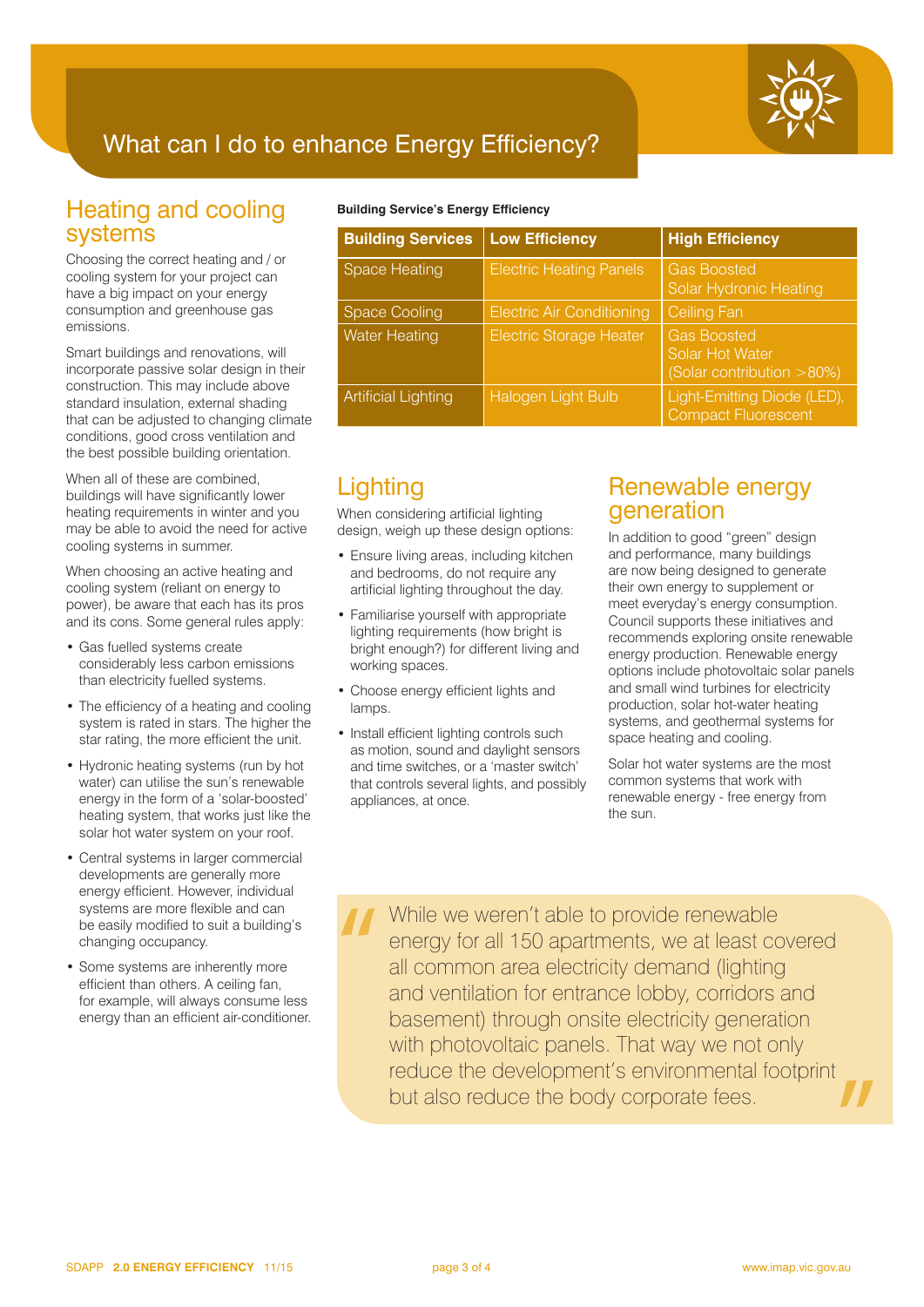# What can I do to enhance Energy Efficiency?

## Heating and cooling systems

Choosing the correct heating and / or cooling system for your project can have a big impact on your energy consumption and greenhouse gas emissions.

Smart buildings and renovations, will incorporate passive solar design in their construction. This may include above standard insulation, external shading that can be adjusted to changing climate conditions, good cross ventilation and the best possible building orientation.

When all of these are combined, buildings will have significantly lower heating requirements in winter and you may be able to avoid the need for active cooling systems in summer.

When choosing an active heating and cooling system (reliant on energy to power), be aware that each has its pros and its cons. Some general rules apply:

- Gas fuelled systems create considerably less carbon emissions than electricity fuelled systems.
- The efficiency of a heating and cooling system is rated in stars. The higher the star rating, the more efficient the unit.
- Hydronic heating systems (run by hot water) can utilise the sun's renewable energy in the form of a 'solar-boosted' heating system, that works just like the solar hot water system on your roof.
- Central systems in larger commercial developments are generally more energy efficient. However, individual systems are more flexible and can be easily modified to suit a building's changing occupancy.
- Some systems are inherently more efficient than others. A ceiling fan, for example, will always consume less energy than an efficient air-conditioner.

**Building Service's Energy Efficiency**

| Building Services | Low Efficiency | High Efficiency |
|---|---|---|
| Space Heating | Electric Heating Panels | Gas Boosted Solar Hydronic Heating |
| Space Cooling | Electric Air Conditioning | Ceiling Fan |
| Water Heating | Electric Storage Heater | Gas Boosted Solar Hot Water (Solar contribution >80%) |
| Artificial Lighting | Halogen Light Bulb | Light-Emitting Diode (LED), Compact Fluorescent |

## Lighting

When considering artificial lighting design, weigh up these design options:

- Ensure living areas, including kitchen and bedrooms, do not require any artificial lighting throughout the day.
- Familiarise yourself with appropriate lighting requirements (how bright is bright enough?) for different living and working spaces.
- Choose energy efficient lights and lamps.
- Install efficient lighting controls such as motion, sound and daylight sensors and time switches, or a 'master switch' that controls several lights, and possibly appliances, at once.

## Renewable energy generation

In addition to good "green" design and performance, many buildings are now being designed to generate their own energy to supplement or meet everyday's energy consumption. Council supports these initiatives and recommends exploring onsite renewable energy production. Renewable energy options include photovoltaic solar panels and small wind turbines for electricity production, solar hot-water heating systems, and geothermal systems for space heating and cooling.

Solar hot water systems are the most common systems that work with renewable energy - free energy from the sun.

> "While we weren't able to provide renewable energy for all 150 apartments, we at least covered all common area electricity demand (lighting and ventilation for entrance lobby, corridors and basement) through onsite electricity generation with photovoltaic panels. That way we not only reduce the development's environmental footprint but also reduce the body corporate fees."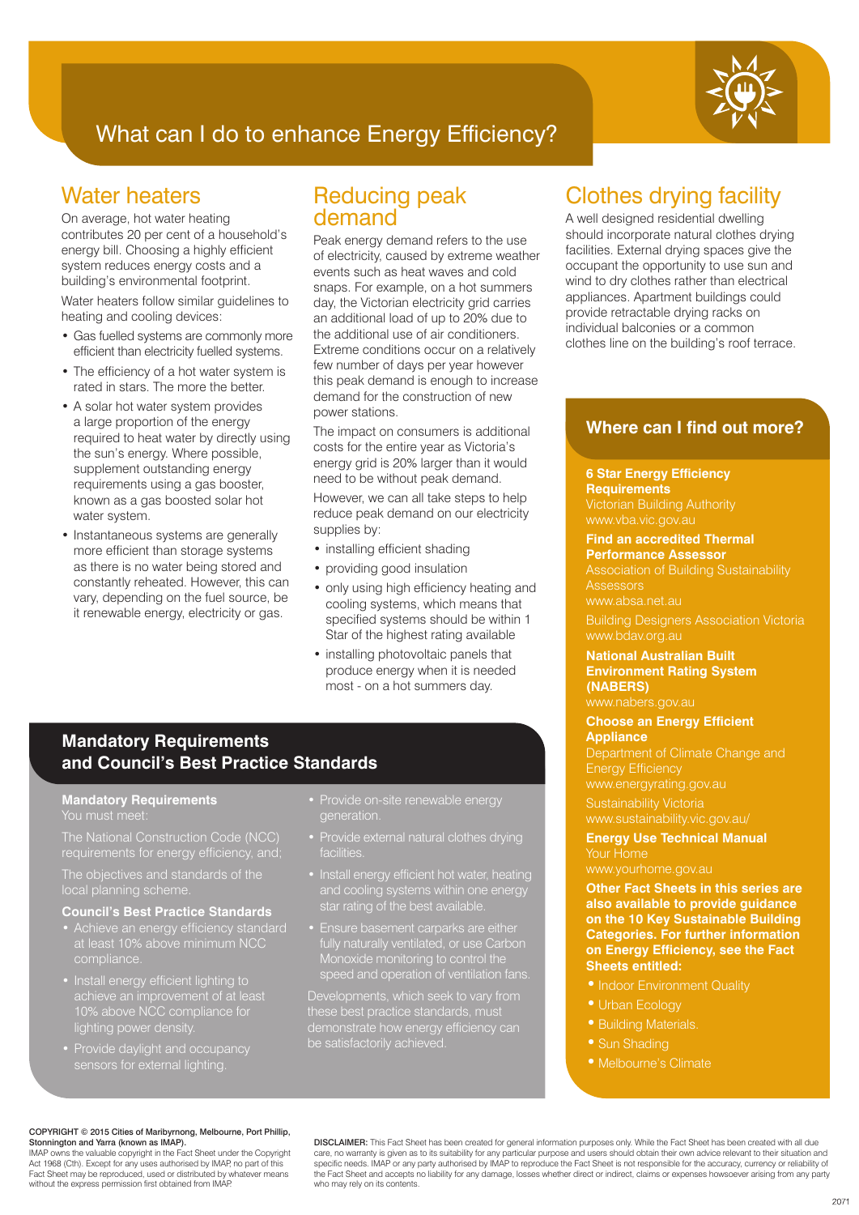# What can I do to enhance Energy Efficiency?

## Water heaters

On average, hot water heating contributes 20 per cent of a household's energy bill. Choosing a highly efficient system reduces energy costs and a building's environmental footprint.

Water heaters follow similar guidelines to heating and cooling devices:

- Gas fuelled systems are commonly more efficient than electricity fuelled systems.
- The efficiency of a hot water system is rated in stars. The more the better.
- A solar hot water system provides a large proportion of the energy required to heat water by directly using the sun's energy. Where possible, supplement outstanding energy requirements using a gas booster, known as a gas boosted solar hot water system.
- Instantaneous systems are generally more efficient than storage systems as there is no water being stored and constantly reheated. However, this can vary, depending on the fuel source, be it renewable energy, electricity or gas.

## Reducing peak demand

Peak energy demand refers to the use of electricity, caused by extreme weather events such as heat waves and cold snaps. For example, on a hot summers day, the Victorian electricity grid carries an additional load of up to 20% due to the additional use of air conditioners. Extreme conditions occur on a relatively few number of days per year however this peak demand is enough to increase demand for the construction of new power stations.

The impact on consumers is additional costs for the entire year as Victoria's energy grid is 20% larger than it would need to be without peak demand.

However, we can all take steps to help reduce peak demand on our electricity supplies by:

- installing efficient shading
- providing good insulation
- only using high efficiency heating and cooling systems, which means that specified systems should be within 1 Star of the highest rating available
- installing photovoltaic panels that produce energy when it is needed most - on a hot summers day.

## Clothes drying facility

A well designed residential dwelling should incorporate natural clothes drying facilities. External drying spaces give the occupant the opportunity to use sun and wind to dry clothes rather than electrical appliances. Apartment buildings could provide retractable drying racks on individual balconies or a common clothes line on the building's roof terrace.

## Mandatory Requirements and Council's Best Practice Standards

**Mandatory Requirements**
You must meet:

The National Construction Code (NCC) requirements for energy efficiency, and;

The objectives and standards of the local planning scheme.

**Council's Best Practice Standards**

- Achieve an energy efficiency standard at least 10% above minimum NCC compliance.
- Install energy efficient lighting to achieve an improvement of at least 10% above NCC compliance for lighting power density.
- Provide daylight and occupancy sensors for external lighting.
- Provide on-site renewable energy generation.
- Provide external natural clothes drying facilities.
- Install energy efficient hot water, heating and cooling systems within one energy star rating of the best available.
- Ensure basement carparks are either fully naturally ventilated, or use Carbon Monoxide monitoring to control the speed and operation of ventilation fans.

Developments, which seek to vary from these best practice standards, must demonstrate how energy efficiency can be satisfactorily achieved.

## Where can I find out more?

**6 Star Energy Efficiency Requirements**
Victorian Building Authority
www.vba.vic.gov.au

**Find an accredited Thermal Performance Assessor**
Association of Building Sustainability Assessors
www.absa.net.au

Building Designers Association Victoria
www.bdav.org.au

**National Australian Built Environment Rating System (NABERS)**
www.nabers.gov.au

**Choose an Energy Efficient Appliance**
Department of Climate Change and Energy Efficiency
www.energyrating.gov.au

Sustainability Victoria
www.sustainability.vic.gov.au/

**Energy Use Technical Manual**
Your Home
www.yourhome.gov.au

**Other Fact Sheets in this series are also available to provide guidance on the 10 Key Sustainable Building Categories. For further information on Energy Efficiency, see the Fact Sheets entitled:**

- Indoor Environment Quality
- Urban Ecology
- Building Materials.
- Sun Shading
- Melbourne's Climate

**COPYRIGHT © 2015 Cities of Maribyrnong, Melbourne, Port Phillip, Stonnington and Yarra (known as IMAP).**
IMAP owns the valuable copyright in the Fact Sheet under the Copyright Act 1968 (Cth). Except for any uses authorised by IMAP, no part of this Fact Sheet may be reproduced, used or distributed by whatever means without the express permission first obtained from IMAP.

**DISCLAIMER:** This Fact Sheet has been created for general information purposes only. While the Fact Sheet has been created with all due care, no warranty is given as to its suitability for any particular purpose and users should obtain their own advice relevant to their situation and specific needs. IMAP or any party authorised by IMAP to reproduce the Fact Sheet is not responsible for the accuracy, currency or reliability of the Fact Sheet and accepts no liability for any damage, losses whether direct or indirect, claims or expenses howsoever arising from any party who may rely on its contents.